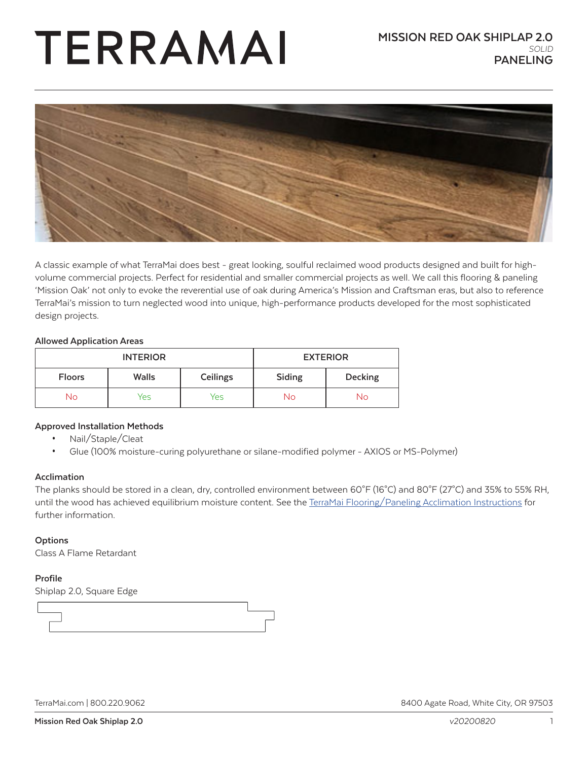# TERRAMAI

## MISSION RED OAK SHIPLAP 2.0
*SOLID*
## PANELING

A classic example of what TerraMai does best - great looking, soulful reclaimed wood products designed and built for high-volume commercial projects. Perfect for residential and smaller commercial projects as well. We call this flooring & paneling 'Mission Oak' not only to evoke the reverential use of oak during America's Mission and Craftsman eras, but also to reference TerraMai's mission to turn neglected wood into unique, high-performance products developed for the most sophisticated design projects.

### Allowed Application Areas

| INTERIOR | | | EXTERIOR | |
|---|---|---|---|---|
| Floors | Walls | Ceilings | Siding | Decking |
| No | Yes | Yes | No | No |

### Approved Installation Methods

- Nail/Staple/Cleat
- Glue (100% moisture-curing polyurethane or silane-modified polymer - AXIOS or MS-Polymer)

### Acclimation

The planks should be stored in a clean, dry, controlled environment between 60°F (16°C) and 80°F (27°C) and 35% to 55% RH, until the wood has achieved equilibrium moisture content. See the [TerraMai Flooring/Paneling Acclimation Instructions]() for further information.

### Options

Class A Flame Retardant

### Profile

Shiplap 2.0, Square Edge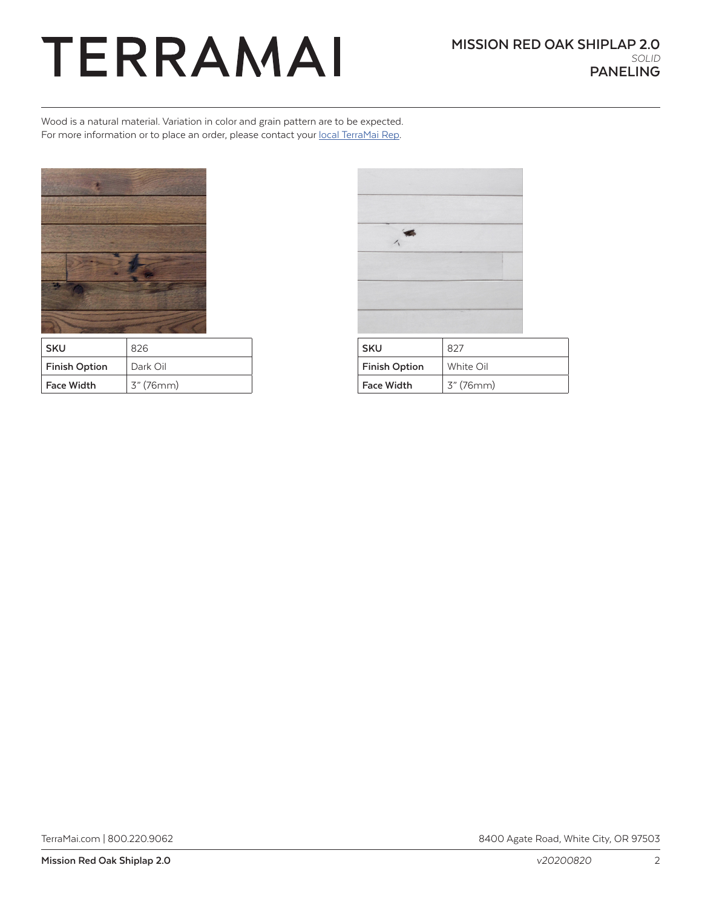# TERRAMAI

## MISSION RED OAK SHIPLAP 2.0
*SOLID*
## PANELING

Wood is a natural material. Variation in color and grain pattern are to be expected.
For more information or to place an order, please contact your local TerraMai Rep.

| SKU | 826 |
|---|---|
| Finish Option | Dark Oil |
| Face Width | 3" (76mm) |

| SKU | 827 |
|---|---|
| Finish Option | White Oil |
| Face Width | 3" (76mm) |

TerraMai.com | 800.220.9062

8400 Agate Road, White City, OR 97503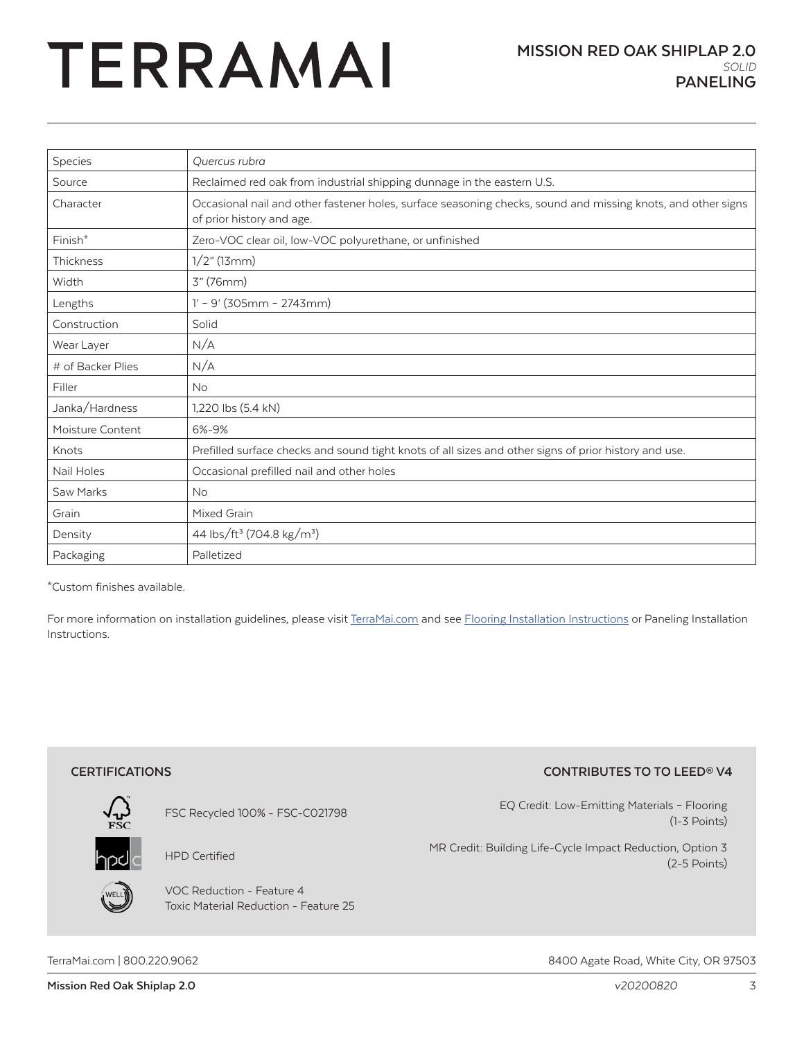# TERRAMAI

## MISSION RED OAK SHIPLAP 2.0

*SOLID*

**PANELING**

| | |
|---|---|
| Species | *Quercus rubra* |
| Source | Reclaimed red oak from industrial shipping dunnage in the eastern U.S. |
| Character | Occasional nail and other fastener holes, surface seasoning checks, sound and missing knots, and other signs of prior history and age. |
| Finish* | Zero-VOC clear oil, low-VOC polyurethane, or unfinished |
| Thickness | 1/2" (13mm) |
| Width | 3" (76mm) |
| Lengths | 1' – 9' (305mm – 2743mm) |
| Construction | Solid |
| Wear Layer | N/A |
| # of Backer Plies | N/A |
| Filler | No |
| Janka/Hardness | 1,220 lbs (5.4 kN) |
| Moisture Content | 6%-9% |
| Knots | Prefilled surface checks and sound tight knots of all sizes and other signs of prior history and use. |
| Nail Holes | Occasional prefilled nail and other holes |
| Saw Marks | No |
| Grain | Mixed Grain |
| Density | 44 lbs/ft$^3$ (704.8 kg/m$^3$) |
| Packaging | Palletized |

*Custom finishes available.

For more information on installation guidelines, please visit TerraMai.com and see Flooring Installation Instructions or Paneling Installation Instructions.

### CERTIFICATIONS

FSC Recycled 100% - FSC-C021798

HPD Certified

VOC Reduction - Feature 4
Toxic Material Reduction - Feature 25

### CONTRIBUTES TO TO LEED® V4

EQ Credit: Low-Emitting Materials – Flooring (1-3 Points)

MR Credit: Building Life-Cycle Impact Reduction, Option 3 (2-5 Points)

TerraMai.com | 800.220.9062

8400 Agate Road, White City, OR 97503